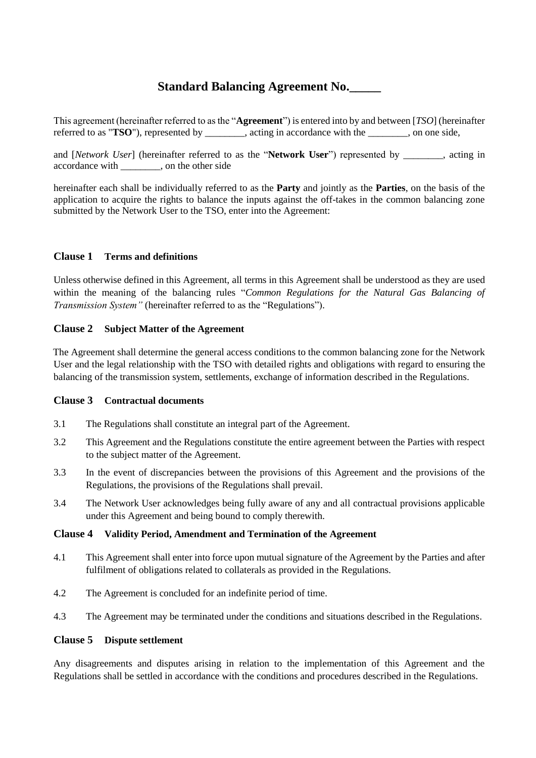# Standard Balancing Agreement No._____

This agreement (hereinafter referred to as the "**Agreement**") is entered into by and between [*TSO*] (hereinafter referred to as "**TSO**"), represented by ________, acting in accordance with the ________, on one side,

and [*Network User*] (hereinafter referred to as the "**Network User**") represented by ________, acting in accordance with ________, on the other side

hereinafter each shall be individually referred to as the **Party** and jointly as the **Parties**, on the basis of the application to acquire the rights to balance the inputs against the off-takes in the common balancing zone submitted by the Network User to the TSO, enter into the Agreement:

### Clause 1 Terms and definitions

Unless otherwise defined in this Agreement, all terms in this Agreement shall be understood as they are used within the meaning of the balancing rules "*Common Regulations for the Natural Gas Balancing of Transmission System"* (hereinafter referred to as the "Regulations").

### Clause 2 Subject Matter of the Agreement

The Agreement shall determine the general access conditions to the common balancing zone for the Network User and the legal relationship with the TSO with detailed rights and obligations with regard to ensuring the balancing of the transmission system, settlements, exchange of information described in the Regulations.

### Clause 3 Contractual documents

3.1 The Regulations shall constitute an integral part of the Agreement.

3.2 This Agreement and the Regulations constitute the entire agreement between the Parties with respect to the subject matter of the Agreement.

3.3 In the event of discrepancies between the provisions of this Agreement and the provisions of the Regulations, the provisions of the Regulations shall prevail.

3.4 The Network User acknowledges being fully aware of any and all contractual provisions applicable under this Agreement and being bound to comply therewith.

### Clause 4 Validity Period, Amendment and Termination of the Agreement

4.1 This Agreement shall enter into force upon mutual signature of the Agreement by the Parties and after fulfilment of obligations related to collaterals as provided in the Regulations.

4.2 The Agreement is concluded for an indefinite period of time.

4.3 The Agreement may be terminated under the conditions and situations described in the Regulations.

### Clause 5 Dispute settlement

Any disagreements and disputes arising in relation to the implementation of this Agreement and the Regulations shall be settled in accordance with the conditions and procedures described in the Regulations.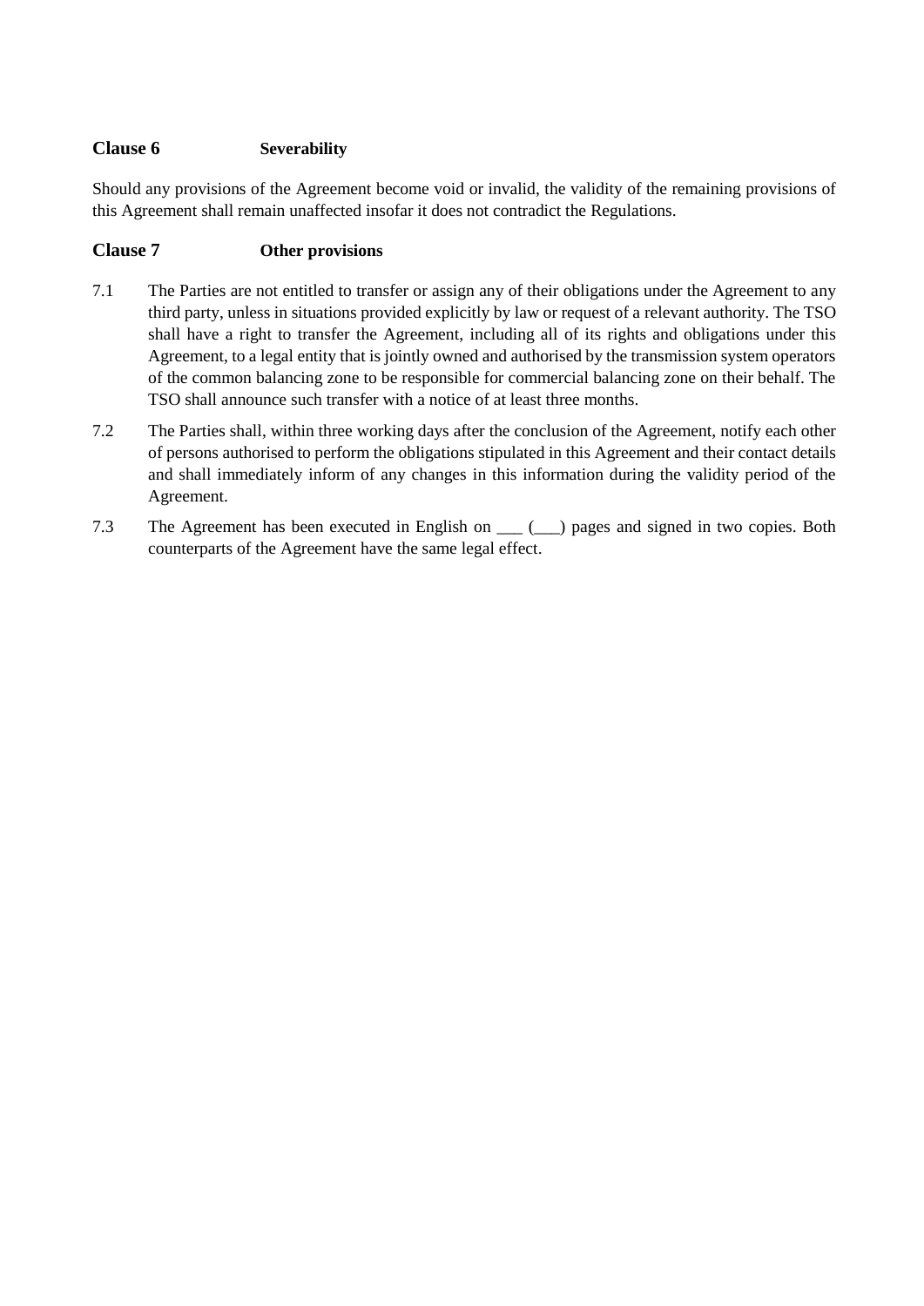## Clause 6 Severability

Should any provisions of the Agreement become void or invalid, the validity of the remaining provisions of this Agreement shall remain unaffected insofar it does not contradict the Regulations.

## Clause 7 Other provisions

7.1 The Parties are not entitled to transfer or assign any of their obligations under the Agreement to any third party, unless in situations provided explicitly by law or request of a relevant authority. The TSO shall have a right to transfer the Agreement, including all of its rights and obligations under this Agreement, to a legal entity that is jointly owned and authorised by the transmission system operators of the common balancing zone to be responsible for commercial balancing zone on their behalf. The TSO shall announce such transfer with a notice of at least three months.

7.2 The Parties shall, within three working days after the conclusion of the Agreement, notify each other of persons authorised to perform the obligations stipulated in this Agreement and their contact details and shall immediately inform of any changes in this information during the validity period of the Agreement.

7.3 The Agreement has been executed in English on ___ (___) pages and signed in two copies. Both counterparts of the Agreement have the same legal effect.